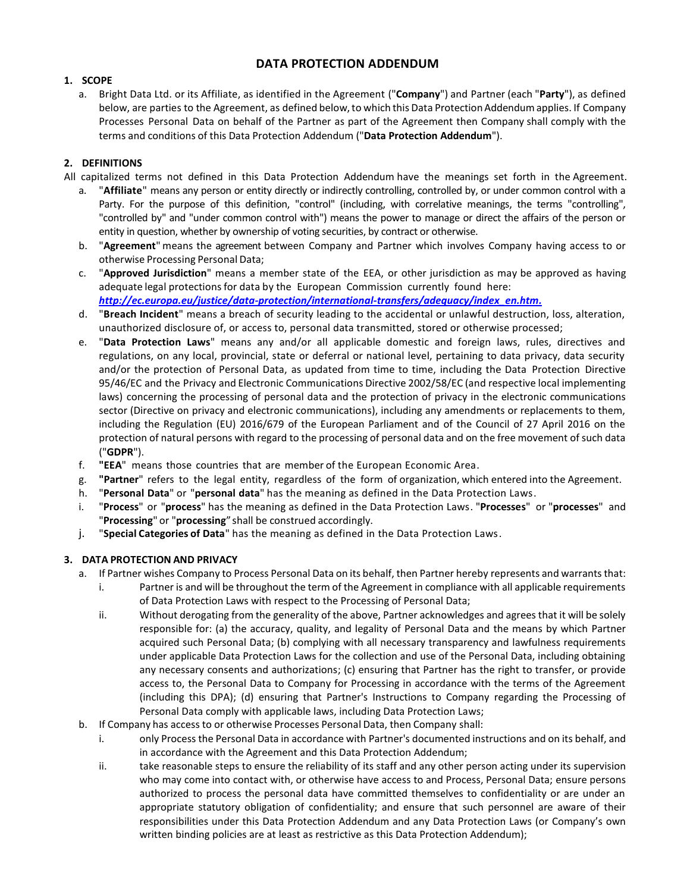# DATA PROTECTION ADDENDUM

## 1. SCOPE

a. Bright Data Ltd. or its Affiliate, as identified in the Agreement ("**Company**") and Partner (each "**Party**"), as defined below, are parties to the Agreement, as defined below, to which this Data Protection Addendum applies. If Company Processes Personal Data on behalf of the Partner as part of the Agreement then Company shall comply with the terms and conditions of this Data Protection Addendum ("**Data Protection Addendum**").

## 2. DEFINITIONS

All capitalized terms not defined in this Data Protection Addendum have the meanings set forth in the Agreement.

a. "**Affiliate**" means any person or entity directly or indirectly controlling, controlled by, or under common control with a Party. For the purpose of this definition, "control" (including, with correlative meanings, the terms "controlling", "controlled by" and "under common control with") means the power to manage or direct the affairs of the person or entity in question, whether by ownership of voting securities, by contract or otherwise.
b. "**Agreement**" means the agreement between Company and Partner which involves Company having access to or otherwise Processing Personal Data;
c. "**Approved Jurisdiction**" means a member state of the EEA, or other jurisdiction as may be approved as having adequate legal protections for data by the European Commission currently found here: ***http://ec.europa.eu/justice/data-protection/international-transfers/adequacy/index_en.htm.***
d. "**Breach Incident**" means a breach of security leading to the accidental or unlawful destruction, loss, alteration, unauthorized disclosure of, or access to, personal data transmitted, stored or otherwise processed;
e. "**Data Protection Laws**" means any and/or all applicable domestic and foreign laws, rules, directives and regulations, on any local, provincial, state or deferral or national level, pertaining to data privacy, data security and/or the protection of Personal Data, as updated from time to time, including the Data Protection Directive 95/46/EC and the Privacy and Electronic Communications Directive 2002/58/EC (and respective local implementing laws) concerning the processing of personal data and the protection of privacy in the electronic communications sector (Directive on privacy and electronic communications), including any amendments or replacements to them, including the Regulation (EU) 2016/679 of the European Parliament and of the Council of 27 April 2016 on the protection of natural persons with regard to the processing of personal data and on the free movement of such data ("**GDPR**").
f. **"EEA"** means those countries that are member of the European Economic Area.
g. **"Partner"** refers to the legal entity, regardless of the form of organization, which entered into the Agreement.
h. "**Personal Data**" or "**personal data**" has the meaning as defined in the Data Protection Laws.
i. "**Process**" or "**process**" has the meaning as defined in the Data Protection Laws. "**Processes**" or "**processes**" and "**Processing**" or "**processing**" shall be construed accordingly.
j. "**Special Categories of Data**" has the meaning as defined in the Data Protection Laws.

## 3. DATA PROTECTION AND PRIVACY

a. If Partner wishes Company to Process Personal Data on its behalf, then Partner hereby represents and warrants that:
   i. Partner is and will be throughout the term of the Agreement in compliance with all applicable requirements of Data Protection Laws with respect to the Processing of Personal Data;
   ii. Without derogating from the generality of the above, Partner acknowledges and agrees that it will be solely responsible for: (a) the accuracy, quality, and legality of Personal Data and the means by which Partner acquired such Personal Data; (b) complying with all necessary transparency and lawfulness requirements under applicable Data Protection Laws for the collection and use of the Personal Data, including obtaining any necessary consents and authorizations; (c) ensuring that Partner has the right to transfer, or provide access to, the Personal Data to Company for Processing in accordance with the terms of the Agreement (including this DPA); (d) ensuring that Partner's Instructions to Company regarding the Processing of Personal Data comply with applicable laws, including Data Protection Laws;
b. If Company has access to or otherwise Processes Personal Data, then Company shall:
   i. only Process the Personal Data in accordance with Partner's documented instructions and on its behalf, and in accordance with the Agreement and this Data Protection Addendum;
   ii. take reasonable steps to ensure the reliability of its staff and any other person acting under its supervision who may come into contact with, or otherwise have access to and Process, Personal Data; ensure persons authorized to process the personal data have committed themselves to confidentiality or are under an appropriate statutory obligation of confidentiality; and ensure that such personnel are aware of their responsibilities under this Data Protection Addendum and any Data Protection Laws (or Company's own written binding policies are at least as restrictive as this Data Protection Addendum);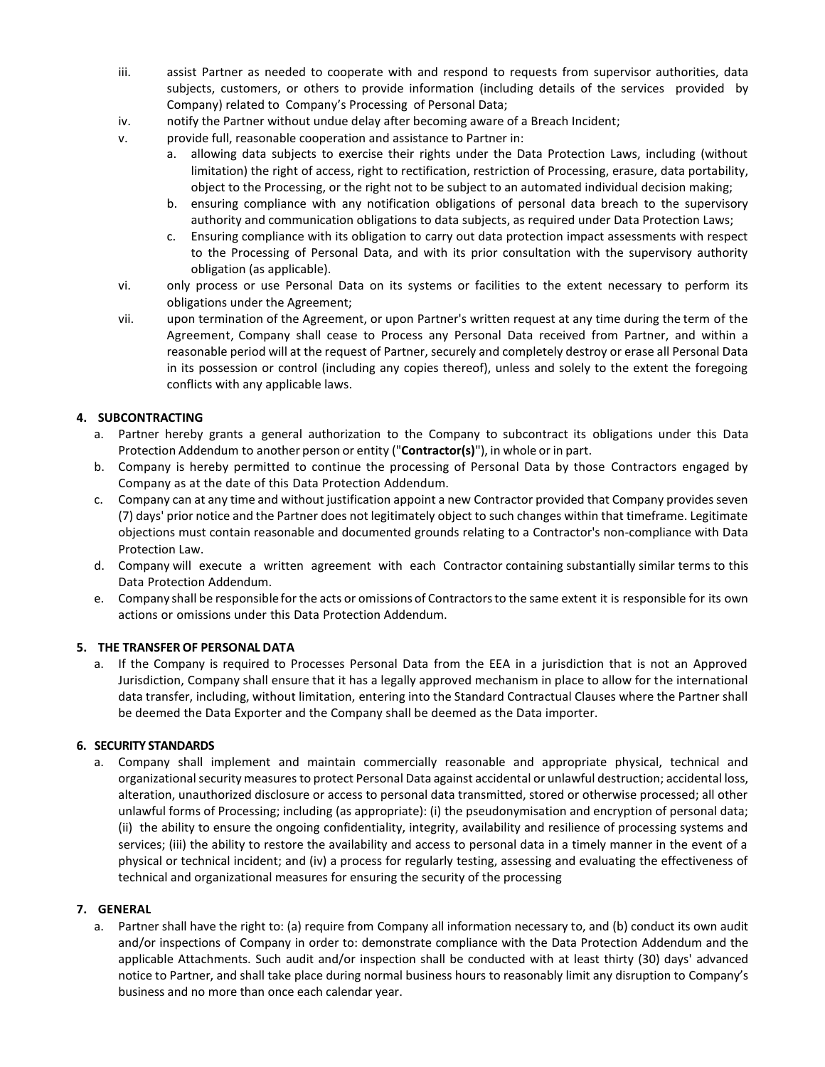iii. assist Partner as needed to cooperate with and respond to requests from supervisor authorities, data subjects, customers, or others to provide information (including details of the services provided by Company) related to Company's Processing of Personal Data;

iv. notify the Partner without undue delay after becoming aware of a Breach Incident;

v. provide full, reasonable cooperation and assistance to Partner in:

   a. allowing data subjects to exercise their rights under the Data Protection Laws, including (without limitation) the right of access, right to rectification, restriction of Processing, erasure, data portability, object to the Processing, or the right not to be subject to an automated individual decision making;

   b. ensuring compliance with any notification obligations of personal data breach to the supervisory authority and communication obligations to data subjects, as required under Data Protection Laws;

   c. Ensuring compliance with its obligation to carry out data protection impact assessments with respect to the Processing of Personal Data, and with its prior consultation with the supervisory authority obligation (as applicable).

vi. only process or use Personal Data on its systems or facilities to the extent necessary to perform its obligations under the Agreement;

vii. upon termination of the Agreement, or upon Partner's written request at any time during the term of the Agreement, Company shall cease to Process any Personal Data received from Partner, and within a reasonable period will at the request of Partner, securely and completely destroy or erase all Personal Data in its possession or control (including any copies thereof), unless and solely to the extent the foregoing conflicts with any applicable laws.

## 4. SUBCONTRACTING

a. Partner hereby grants a general authorization to the Company to subcontract its obligations under this Data Protection Addendum to another person or entity ("**Contractor(s)**"), in whole or in part.

b. Company is hereby permitted to continue the processing of Personal Data by those Contractors engaged by Company as at the date of this Data Protection Addendum.

c. Company can at any time and without justification appoint a new Contractor provided that Company provides seven (7) days' prior notice and the Partner does not legitimately object to such changes within that timeframe. Legitimate objections must contain reasonable and documented grounds relating to a Contractor's non-compliance with Data Protection Law.

d. Company will execute a written agreement with each Contractor containing substantially similar terms to this Data Protection Addendum.

e. Company shall be responsible for the acts or omissions of Contractors to the same extent it is responsible for its own actions or omissions under this Data Protection Addendum.

## 5. THE TRANSFER OF PERSONAL DATA

a. If the Company is required to Processes Personal Data from the EEA in a jurisdiction that is not an Approved Jurisdiction, Company shall ensure that it has a legally approved mechanism in place to allow for the international data transfer, including, without limitation, entering into the Standard Contractual Clauses where the Partner shall be deemed the Data Exporter and the Company shall be deemed as the Data importer.

## 6. SECURITY STANDARDS

a. Company shall implement and maintain commercially reasonable and appropriate physical, technical and organizational security measures to protect Personal Data against accidental or unlawful destruction; accidental loss, alteration, unauthorized disclosure or access to personal data transmitted, stored or otherwise processed; all other unlawful forms of Processing; including (as appropriate): (i) the pseudonymisation and encryption of personal data; (ii) the ability to ensure the ongoing confidentiality, integrity, availability and resilience of processing systems and services; (iii) the ability to restore the availability and access to personal data in a timely manner in the event of a physical or technical incident; and (iv) a process for regularly testing, assessing and evaluating the effectiveness of technical and organizational measures for ensuring the security of the processing

## 7. GENERAL

a. Partner shall have the right to: (a) require from Company all information necessary to, and (b) conduct its own audit and/or inspections of Company in order to: demonstrate compliance with the Data Protection Addendum and the applicable Attachments. Such audit and/or inspection shall be conducted with at least thirty (30) days' advanced notice to Partner, and shall take place during normal business hours to reasonably limit any disruption to Company's business and no more than once each calendar year.